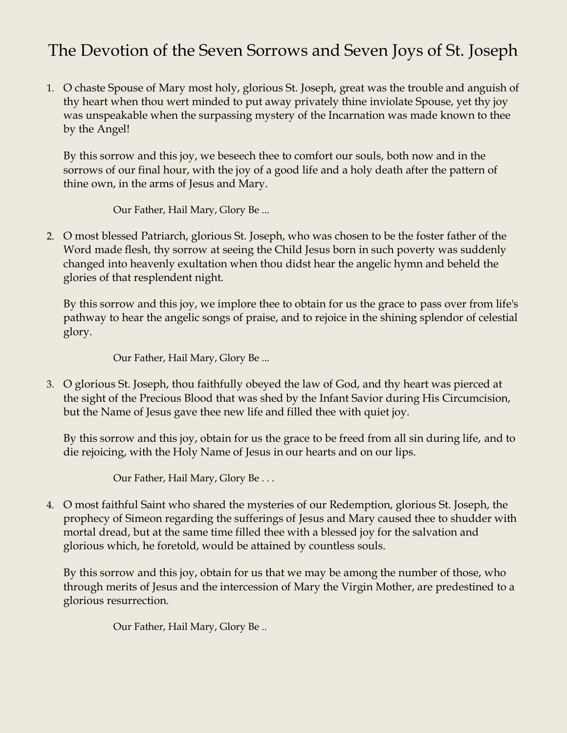# The Devotion of the Seven Sorrows and Seven Joys of St. Joseph

1. O chaste Spouse of Mary most holy, glorious St. Joseph, great was the trouble and anguish of thy heart when thou wert minded to put away privately thine inviolate Spouse, yet thy joy was unspeakable when the surpassing mystery of the Incarnation was made known to thee by the Angel!

   By this sorrow and this joy, we beseech thee to comfort our souls, both now and in the sorrows of our final hour, with the joy of a good life and a holy death after the pattern of thine own, in the arms of Jesus and Mary.

   Our Father, Hail Mary, Glory Be ...

2. O most blessed Patriarch, glorious St. Joseph, who was chosen to be the foster father of the Word made flesh, thy sorrow at seeing the Child Jesus born in such poverty was suddenly changed into heavenly exultation when thou didst hear the angelic hymn and beheld the glories of that resplendent night.

   By this sorrow and this joy, we implore thee to obtain for us the grace to pass over from life's pathway to hear the angelic songs of praise, and to rejoice in the shining splendor of celestial glory.

   Our Father, Hail Mary, Glory Be ...

3. O glorious St. Joseph, thou faithfully obeyed the law of God, and thy heart was pierced at the sight of the Precious Blood that was shed by the Infant Savior during His Circumcision, but the Name of Jesus gave thee new life and filled thee with quiet joy.

   By this sorrow and this joy, obtain for us the grace to be freed from all sin during life, and to die rejoicing, with the Holy Name of Jesus in our hearts and on our lips.

   Our Father, Hail Mary, Glory Be . . .

4. O most faithful Saint who shared the mysteries of our Redemption, glorious St. Joseph, the prophecy of Simeon regarding the sufferings of Jesus and Mary caused thee to shudder with mortal dread, but at the same time filled thee with a blessed joy for the salvation and glorious which, he foretold, would be attained by countless souls.

   By this sorrow and this joy, obtain for us that we may be among the number of those, who through merits of Jesus and the intercession of Mary the Virgin Mother, are predestined to a glorious resurrection.

   Our Father, Hail Mary, Glory Be ..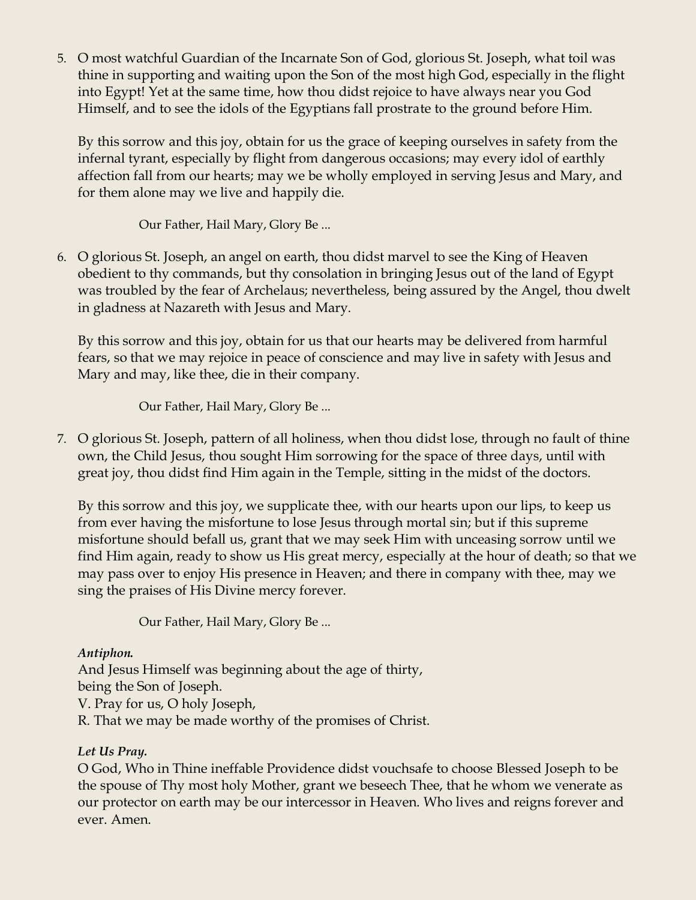5. O most watchful Guardian of the Incarnate Son of God, glorious St. Joseph, what toil was thine in supporting and waiting upon the Son of the most high God, especially in the flight into Egypt! Yet at the same time, how thou didst rejoice to have always near you God Himself, and to see the idols of the Egyptians fall prostrate to the ground before Him.

   By this sorrow and this joy, obtain for us the grace of keeping ourselves in safety from the infernal tyrant, especially by flight from dangerous occasions; may every idol of earthly affection fall from our hearts; may we be wholly employed in serving Jesus and Mary, and for them alone may we live and happily die.

   Our Father, Hail Mary, Glory Be ...

6. O glorious St. Joseph, an angel on earth, thou didst marvel to see the King of Heaven obedient to thy commands, but thy consolation in bringing Jesus out of the land of Egypt was troubled by the fear of Archelaus; nevertheless, being assured by the Angel, thou dwelt in gladness at Nazareth with Jesus and Mary.

   By this sorrow and this joy, obtain for us that our hearts may be delivered from harmful fears, so that we may rejoice in peace of conscience and may live in safety with Jesus and Mary and may, like thee, die in their company.

   Our Father, Hail Mary, Glory Be ...

7. O glorious St. Joseph, pattern of all holiness, when thou didst lose, through no fault of thine own, the Child Jesus, thou sought Him sorrowing for the space of three days, until with great joy, thou didst find Him again in the Temple, sitting in the midst of the doctors.

   By this sorrow and this joy, we supplicate thee, with our hearts upon our lips, to keep us from ever having the misfortune to lose Jesus through mortal sin; but if this supreme misfortune should befall us, grant that we may seek Him with unceasing sorrow until we find Him again, ready to show us His great mercy, especially at the hour of death; so that we may pass over to enjoy His presence in Heaven; and there in company with thee, may we sing the praises of His Divine mercy forever.

   Our Father, Hail Mary, Glory Be ...

***Antiphon.***
And Jesus Himself was beginning about the age of thirty,
being the Son of Joseph.
V. Pray for us, O holy Joseph,
R. That we may be made worthy of the promises of Christ.

***Let Us Pray.***
O God, Who in Thine ineffable Providence didst vouchsafe to choose Blessed Joseph to be the spouse of Thy most holy Mother, grant we beseech Thee, that he whom we venerate as our protector on earth may be our intercessor in Heaven. Who lives and reigns forever and ever. Amen.